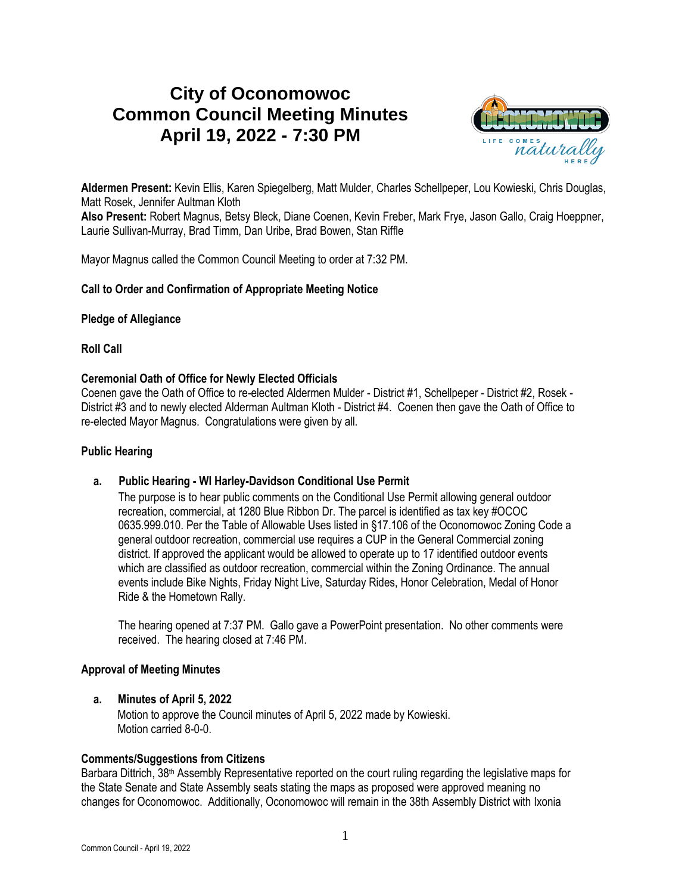# City of Oconomowoc
# Common Council Meeting Minutes
# April 19, 2022 - 7:30 PM

**Aldermen Present:** Kevin Ellis, Karen Spiegelberg, Matt Mulder, Charles Schellpeper, Lou Kowieski, Chris Douglas, Matt Rosek, Jennifer Aultman Kloth
**Also Present:** Robert Magnus, Betsy Bleck, Diane Coenen, Kevin Freber, Mark Frye, Jason Gallo, Craig Hoeppner, Laurie Sullivan-Murray, Brad Timm, Dan Uribe, Brad Bowen, Stan Riffle

Mayor Magnus called the Common Council Meeting to order at 7:32 PM.

**Call to Order and Confirmation of Appropriate Meeting Notice**

**Pledge of Allegiance**

**Roll Call**

**Ceremonial Oath of Office for Newly Elected Officials**
Coenen gave the Oath of Office to re-elected Aldermen Mulder - District #1, Schellpeper - District #2, Rosek - District #3 and to newly elected Alderman Aultman Kloth - District #4. Coenen then gave the Oath of Office to re-elected Mayor Magnus. Congratulations were given by all.

**Public Hearing**

**a. Public Hearing - WI Harley-Davidson Conditional Use Permit**
The purpose is to hear public comments on the Conditional Use Permit allowing general outdoor recreation, commercial, at 1280 Blue Ribbon Dr. The parcel is identified as tax key #OCOC 0635.999.010. Per the Table of Allowable Uses listed in §17.106 of the Oconomowoc Zoning Code a general outdoor recreation, commercial use requires a CUP in the General Commercial zoning district. If approved the applicant would be allowed to operate up to 17 identified outdoor events which are classified as outdoor recreation, commercial within the Zoning Ordinance. The annual events include Bike Nights, Friday Night Live, Saturday Rides, Honor Celebration, Medal of Honor Ride & the Hometown Rally.

The hearing opened at 7:37 PM. Gallo gave a PowerPoint presentation. No other comments were received. The hearing closed at 7:46 PM.

**Approval of Meeting Minutes**

**a. Minutes of April 5, 2022**
Motion to approve the Council minutes of April 5, 2022 made by Kowieski.
Motion carried 8-0-0.

**Comments/Suggestions from Citizens**
Barbara Dittrich, 38th Assembly Representative reported on the court ruling regarding the legislative maps for the State Senate and State Assembly seats stating the maps as proposed were approved meaning no changes for Oconomowoc. Additionally, Oconomowoc will remain in the 38th Assembly District with Ixonia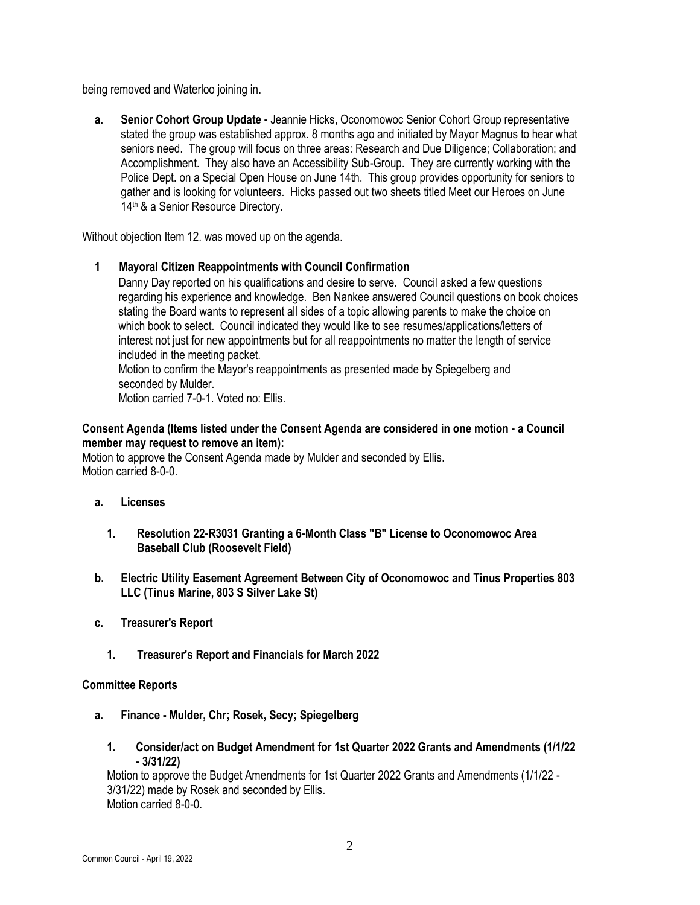being removed and Waterloo joining in.

a. **Senior Cohort Group Update -** Jeannie Hicks, Oconomowoc Senior Cohort Group representative stated the group was established approx. 8 months ago and initiated by Mayor Magnus to hear what seniors need. The group will focus on three areas: Research and Due Diligence; Collaboration; and Accomplishment. They also have an Accessibility Sub-Group. They are currently working with the Police Dept. on a Special Open House on June 14th. This group provides opportunity for seniors to gather and is looking for volunteers. Hicks passed out two sheets titled Meet our Heroes on June 14th & a Senior Resource Directory.

Without objection Item 12. was moved up on the agenda.

**1 Mayoral Citizen Reappointments with Council Confirmation**

Danny Day reported on his qualifications and desire to serve. Council asked a few questions regarding his experience and knowledge. Ben Nankee answered Council questions on book choices stating the Board wants to represent all sides of a topic allowing parents to make the choice on which book to select. Council indicated they would like to see resumes/applications/letters of interest not just for new appointments but for all reappointments no matter the length of service included in the meeting packet.

Motion to confirm the Mayor's reappointments as presented made by Spiegelberg and seconded by Mulder.

Motion carried 7-0-1. Voted no: Ellis.

**Consent Agenda (Items listed under the Consent Agenda are considered in one motion - a Council member may request to remove an item):**

Motion to approve the Consent Agenda made by Mulder and seconded by Ellis.
Motion carried 8-0-0.

a. **Licenses**

   1. **Resolution 22-R3031 Granting a 6-Month Class "B" License to Oconomowoc Area Baseball Club (Roosevelt Field)**

b. **Electric Utility Easement Agreement Between City of Oconomowoc and Tinus Properties 803 LLC (Tinus Marine, 803 S Silver Lake St)**

c. **Treasurer's Report**

   1. **Treasurer's Report and Financials for March 2022**

**Committee Reports**

a. **Finance - Mulder, Chr; Rosek, Secy; Spiegelberg**

   1. **Consider/act on Budget Amendment for 1st Quarter 2022 Grants and Amendments (1/1/22 - 3/31/22)**

   Motion to approve the Budget Amendments for 1st Quarter 2022 Grants and Amendments (1/1/22 - 3/31/22) made by Rosek and seconded by Ellis.
   Motion carried 8-0-0.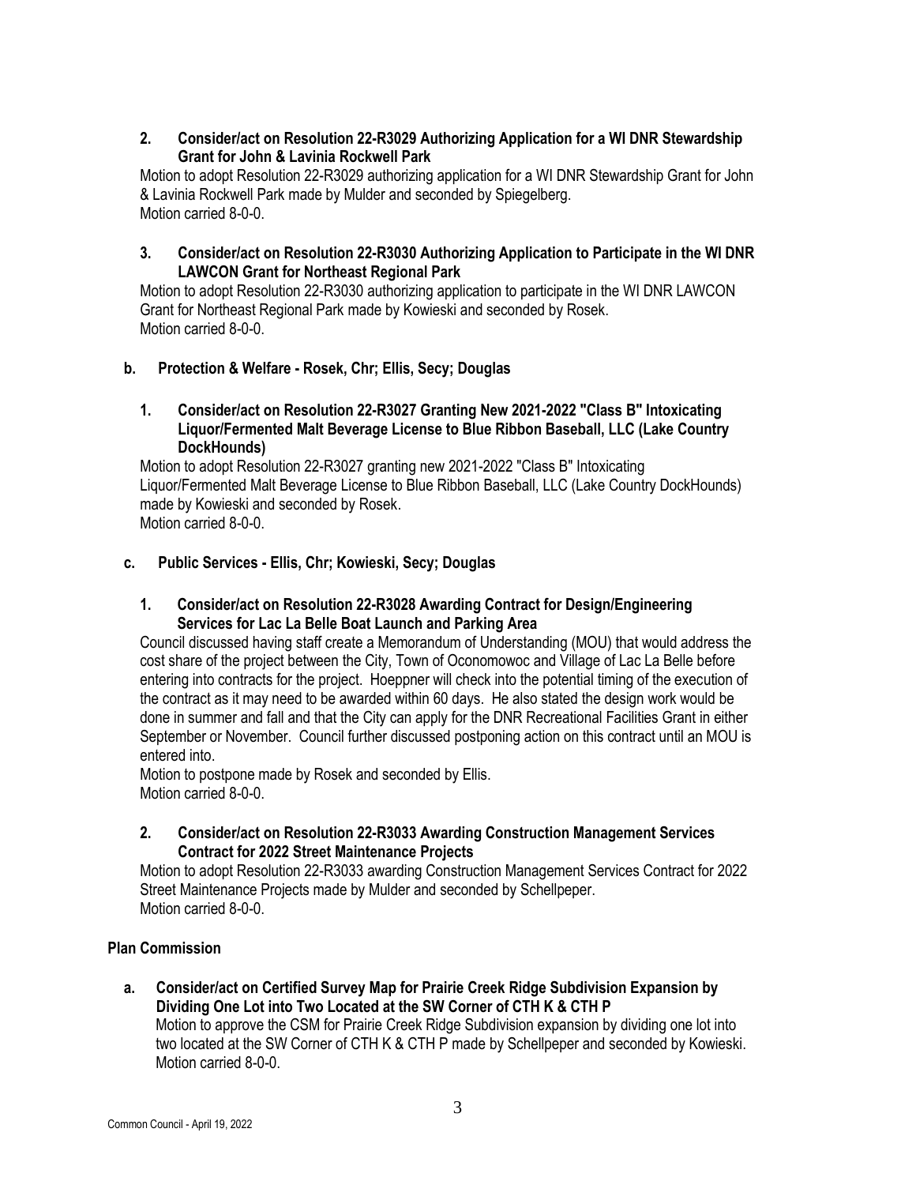2. **Consider/act on Resolution 22-R3029 Authorizing Application for a WI DNR Stewardship Grant for John & Lavinia Rockwell Park**
   Motion to adopt Resolution 22-R3029 authorizing application for a WI DNR Stewardship Grant for John & Lavinia Rockwell Park made by Mulder and seconded by Spiegelberg.
   Motion carried 8-0-0.

3. **Consider/act on Resolution 22-R3030 Authorizing Application to Participate in the WI DNR LAWCON Grant for Northeast Regional Park**
   Motion to adopt Resolution 22-R3030 authorizing application to participate in the WI DNR LAWCON Grant for Northeast Regional Park made by Kowieski and seconded by Rosek.
   Motion carried 8-0-0.

**b. Protection & Welfare - Rosek, Chr; Ellis, Secy; Douglas**

1. **Consider/act on Resolution 22-R3027 Granting New 2021-2022 "Class B" Intoxicating Liquor/Fermented Malt Beverage License to Blue Ribbon Baseball, LLC (Lake Country DockHounds)**
   Motion to adopt Resolution 22-R3027 granting new 2021-2022 "Class B" Intoxicating Liquor/Fermented Malt Beverage License to Blue Ribbon Baseball, LLC (Lake Country DockHounds) made by Kowieski and seconded by Rosek.
   Motion carried 8-0-0.

**c. Public Services - Ellis, Chr; Kowieski, Secy; Douglas**

1. **Consider/act on Resolution 22-R3028 Awarding Contract for Design/Engineering Services for Lac La Belle Boat Launch and Parking Area**
   Council discussed having staff create a Memorandum of Understanding (MOU) that would address the cost share of the project between the City, Town of Oconomowoc and Village of Lac La Belle before entering into contracts for the project. Hoeppner will check into the potential timing of the execution of the contract as it may need to be awarded within 60 days. He also stated the design work would be done in summer and fall and that the City can apply for the DNR Recreational Facilities Grant in either September or November. Council further discussed postponing action on this contract until an MOU is entered into.
   Motion to postpone made by Rosek and seconded by Ellis.
   Motion carried 8-0-0.

2. **Consider/act on Resolution 22-R3033 Awarding Construction Management Services Contract for 2022 Street Maintenance Projects**
   Motion to adopt Resolution 22-R3033 awarding Construction Management Services Contract for 2022 Street Maintenance Projects made by Mulder and seconded by Schellpeper.
   Motion carried 8-0-0.

**Plan Commission**

**a. Consider/act on Certified Survey Map for Prairie Creek Ridge Subdivision Expansion by Dividing One Lot into Two Located at the SW Corner of CTH K & CTH P**
Motion to approve the CSM for Prairie Creek Ridge Subdivision expansion by dividing one lot into two located at the SW Corner of CTH K & CTH P made by Schellpeper and seconded by Kowieski.
Motion carried 8-0-0.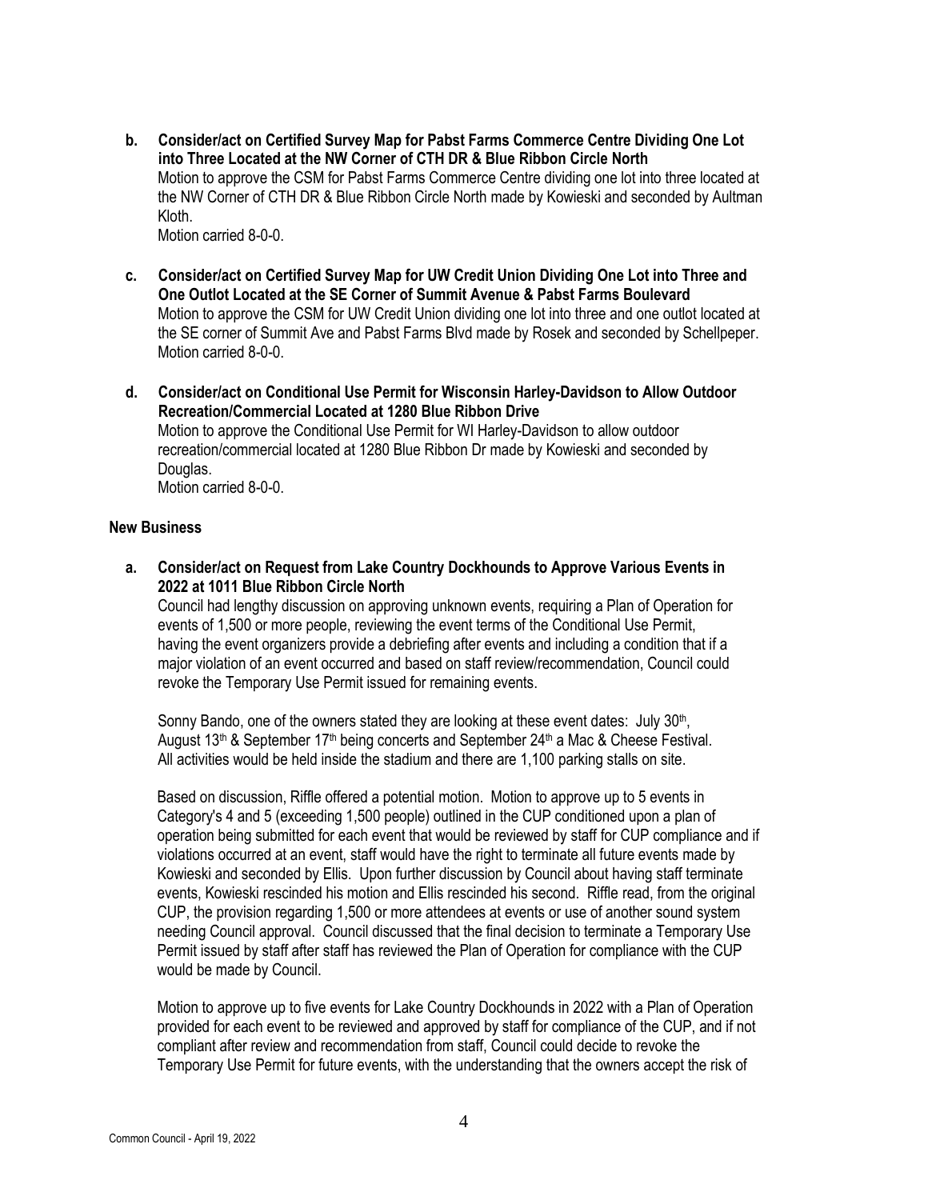**b. Consider/act on Certified Survey Map for Pabst Farms Commerce Centre Dividing One Lot into Three Located at the NW Corner of CTH DR & Blue Ribbon Circle North**

Motion to approve the CSM for Pabst Farms Commerce Centre dividing one lot into three located at the NW Corner of CTH DR & Blue Ribbon Circle North made by Kowieski and seconded by Aultman Kloth.

Motion carried 8-0-0.

**c. Consider/act on Certified Survey Map for UW Credit Union Dividing One Lot into Three and One Outlot Located at the SE Corner of Summit Avenue & Pabst Farms Boulevard**

Motion to approve the CSM for UW Credit Union dividing one lot into three and one outlot located at the SE corner of Summit Ave and Pabst Farms Blvd made by Rosek and seconded by Schellpeper. Motion carried 8-0-0.

**d. Consider/act on Conditional Use Permit for Wisconsin Harley-Davidson to Allow Outdoor Recreation/Commercial Located at 1280 Blue Ribbon Drive**

Motion to approve the Conditional Use Permit for WI Harley-Davidson to allow outdoor recreation/commercial located at 1280 Blue Ribbon Dr made by Kowieski and seconded by Douglas.

Motion carried 8-0-0.

**New Business**

**a. Consider/act on Request from Lake Country Dockhounds to Approve Various Events in 2022 at 1011 Blue Ribbon Circle North**

Council had lengthy discussion on approving unknown events, requiring a Plan of Operation for events of 1,500 or more people, reviewing the event terms of the Conditional Use Permit, having the event organizers provide a debriefing after events and including a condition that if a major violation of an event occurred and based on staff review/recommendation, Council could revoke the Temporary Use Permit issued for remaining events.

Sonny Bando, one of the owners stated they are looking at these event dates: July 30th, August 13th & September 17th being concerts and September 24th a Mac & Cheese Festival. All activities would be held inside the stadium and there are 1,100 parking stalls on site.

Based on discussion, Riffle offered a potential motion. Motion to approve up to 5 events in Category's 4 and 5 (exceeding 1,500 people) outlined in the CUP conditioned upon a plan of operation being submitted for each event that would be reviewed by staff for CUP compliance and if violations occurred at an event, staff would have the right to terminate all future events made by Kowieski and seconded by Ellis. Upon further discussion by Council about having staff terminate events, Kowieski rescinded his motion and Ellis rescinded his second. Riffle read, from the original CUP, the provision regarding 1,500 or more attendees at events or use of another sound system needing Council approval. Council discussed that the final decision to terminate a Temporary Use Permit issued by staff after staff has reviewed the Plan of Operation for compliance with the CUP would be made by Council.

Motion to approve up to five events for Lake Country Dockhounds in 2022 with a Plan of Operation provided for each event to be reviewed and approved by staff for compliance of the CUP, and if not compliant after review and recommendation from staff, Council could decide to revoke the Temporary Use Permit for future events, with the understanding that the owners accept the risk of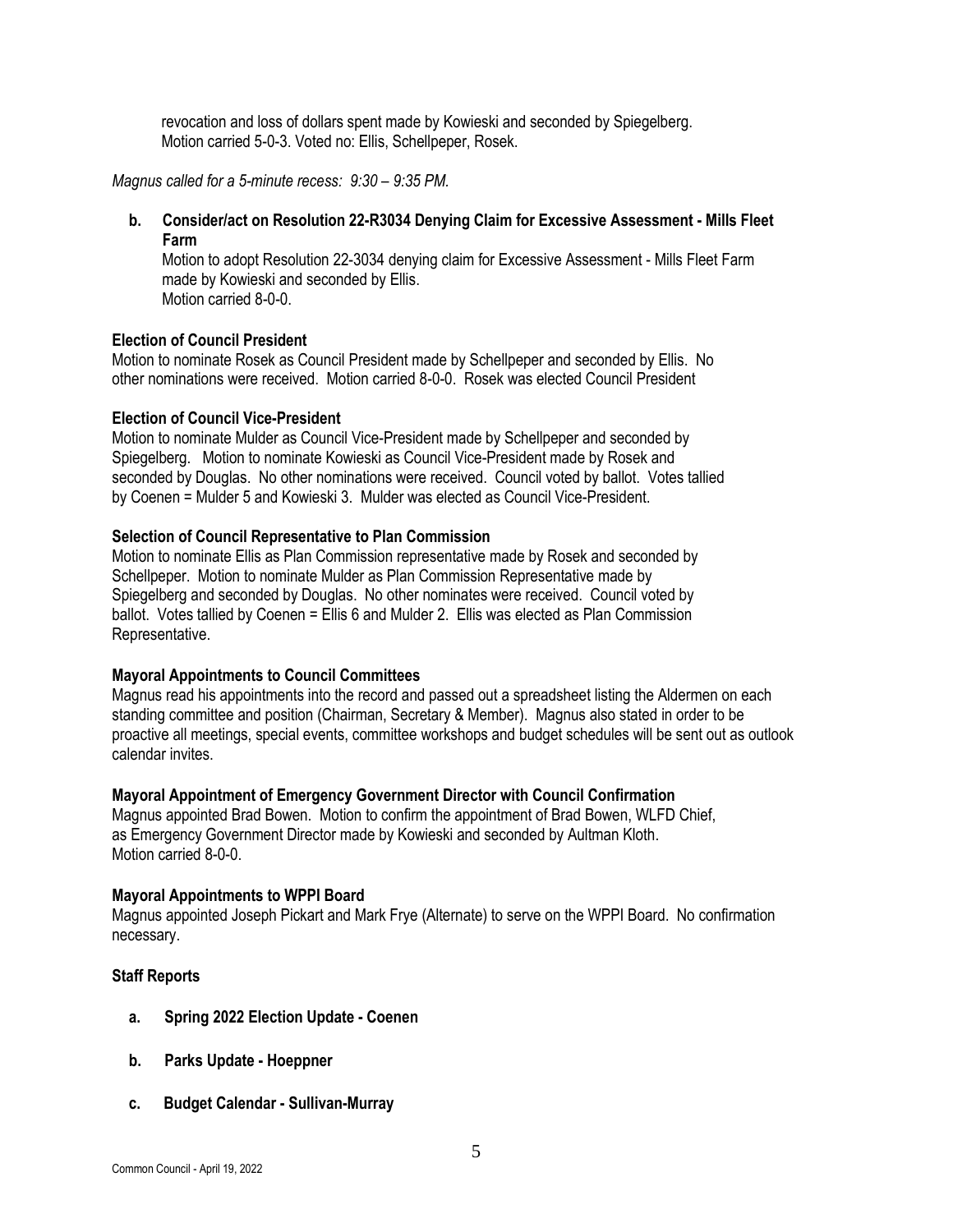revocation and loss of dollars spent made by Kowieski and seconded by Spiegelberg. Motion carried 5-0-3. Voted no: Ellis, Schellpeper, Rosek.

*Magnus called for a 5-minute recess: 9:30 – 9:35 PM.*

**b. Consider/act on Resolution 22-R3034 Denying Claim for Excessive Assessment - Mills Fleet Farm**

Motion to adopt Resolution 22-3034 denying claim for Excessive Assessment - Mills Fleet Farm made by Kowieski and seconded by Ellis.
Motion carried 8-0-0.

**Election of Council President**

Motion to nominate Rosek as Council President made by Schellpeper and seconded by Ellis. No other nominations were received. Motion carried 8-0-0. Rosek was elected Council President

**Election of Council Vice-President**

Motion to nominate Mulder as Council Vice-President made by Schellpeper and seconded by Spiegelberg. Motion to nominate Kowieski as Council Vice-President made by Rosek and seconded by Douglas. No other nominations were received. Council voted by ballot. Votes tallied by Coenen = Mulder 5 and Kowieski 3. Mulder was elected as Council Vice-President.

**Selection of Council Representative to Plan Commission**

Motion to nominate Ellis as Plan Commission representative made by Rosek and seconded by Schellpeper. Motion to nominate Mulder as Plan Commission Representative made by Spiegelberg and seconded by Douglas. No other nominates were received. Council voted by ballot. Votes tallied by Coenen = Ellis 6 and Mulder 2. Ellis was elected as Plan Commission Representative.

**Mayoral Appointments to Council Committees**

Magnus read his appointments into the record and passed out a spreadsheet listing the Aldermen on each standing committee and position (Chairman, Secretary & Member). Magnus also stated in order to be proactive all meetings, special events, committee workshops and budget schedules will be sent out as outlook calendar invites.

**Mayoral Appointment of Emergency Government Director with Council Confirmation**

Magnus appointed Brad Bowen. Motion to confirm the appointment of Brad Bowen, WLFD Chief, as Emergency Government Director made by Kowieski and seconded by Aultman Kloth.
Motion carried 8-0-0.

**Mayoral Appointments to WPPI Board**

Magnus appointed Joseph Pickart and Mark Frye (Alternate) to serve on the WPPI Board. No confirmation necessary.

**Staff Reports**

**a. Spring 2022 Election Update - Coenen**

**b. Parks Update - Hoeppner**

**c. Budget Calendar - Sullivan-Murray**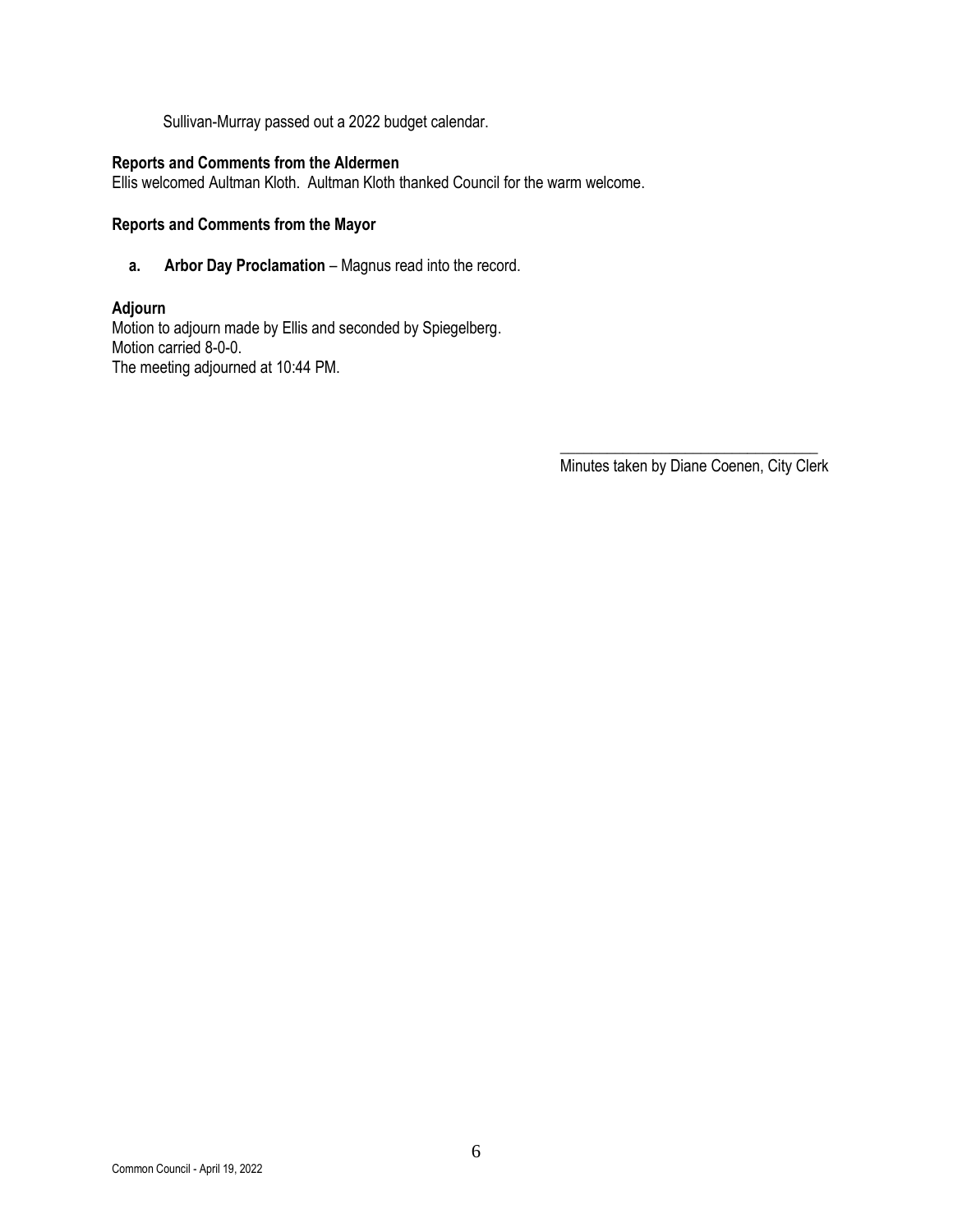Sullivan-Murray passed out a 2022 budget calendar.

**Reports and Comments from the Aldermen**

Ellis welcomed Aultman Kloth. Aultman Kloth thanked Council for the warm welcome.

**Reports and Comments from the Mayor**

**a. Arbor Day Proclamation** – Magnus read into the record.

**Adjourn**

Motion to adjourn made by Ellis and seconded by Spiegelberg.
Motion carried 8-0-0.
The meeting adjourned at 10:44 PM.

\_\_\_\_\_\_\_\_\_\_\_\_\_\_\_\_\_\_\_\_\_\_\_\_\_\_\_\_\_\_\_\_\_\_
Minutes taken by Diane Coenen, City Clerk